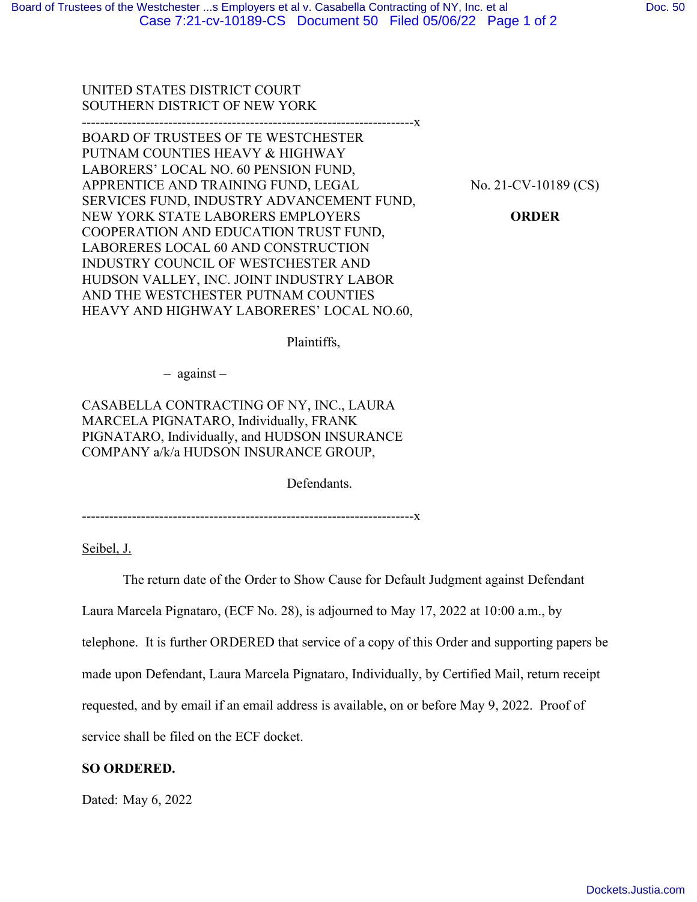UNITED STATES DISTRICT COURT
SOUTHERN DISTRICT OF NEW YORK

---

BOARD OF TRUSTEES OF TE WESTCHESTER PUTNAM COUNTIES HEAVY & HIGHWAY LABORERS' LOCAL NO. 60 PENSION FUND, APPRENTICE AND TRAINING FUND, LEGAL SERVICES FUND, INDUSTRY ADVANCEMENT FUND, NEW YORK STATE LABORERS EMPLOYERS COOPERATION AND EDUCATION TRUST FUND, LABORERES LOCAL 60 AND CONSTRUCTION INDUSTRY COUNCIL OF WESTCHESTER AND HUDSON VALLEY, INC. JOINT INDUSTRY LABOR AND THE WESTCHESTER PUTNAM COUNTIES HEAVY AND HIGHWAY LABORERES' LOCAL NO.60,

Plaintiffs,

– against –

CASABELLA CONTRACTING OF NY, INC., LAURA MARCELA PIGNATARO, Individually, FRANK PIGNATARO, Individually, and HUDSON INSURANCE COMPANY a/k/a HUDSON INSURANCE GROUP,

Defendants.

---

No. 21-CV-10189 (CS)

**ORDER**

Seibel, J.

The return date of the Order to Show Cause for Default Judgment against Defendant Laura Marcela Pignataro, (ECF No. 28), is adjourned to May 17, 2022 at 10:00 a.m., by telephone. It is further ORDERED that service of a copy of this Order and supporting papers be made upon Defendant, Laura Marcela Pignataro, Individually, by Certified Mail, return receipt requested, and by email if an email address is available, on or before May 9, 2022. Proof of service shall be filed on the ECF docket.

**SO ORDERED.**

Dated: May 6, 2022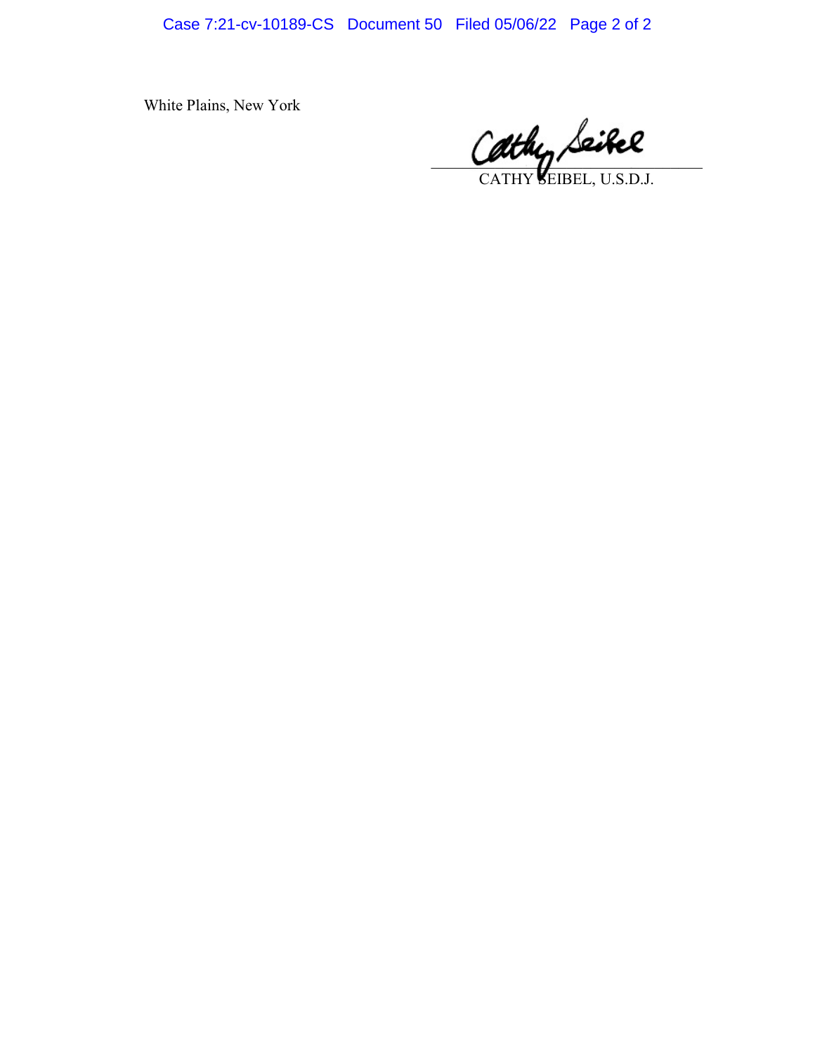White Plains, New York

Cathy Seibel

CATHY SEIBEL, U.S.D.J.